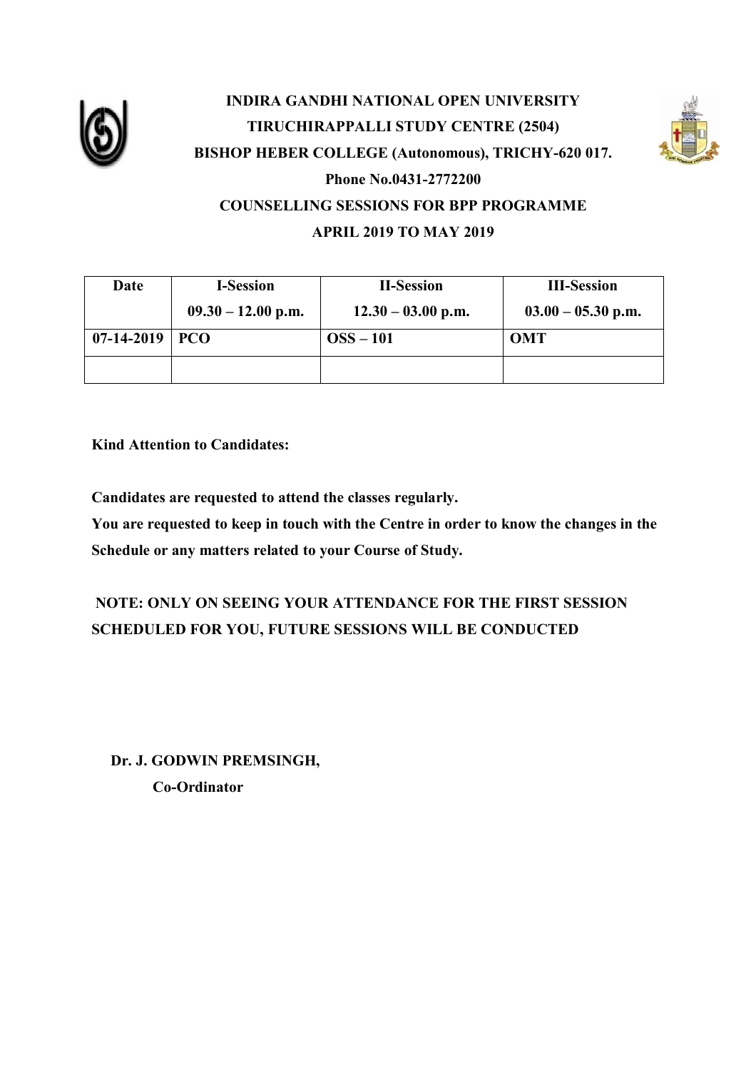# INDIRA GANDHI NATIONAL OPEN UNIVERSITY

## TIRUCHIRAPPALLI STUDY CENTRE (2504)

## BISHOP HEBER COLLEGE (Autonomous), TRICHY-620 017.

**Phone No.0431-2772200**

**COUNSELLING SESSIONS FOR BPP PROGRAMME**

**APRIL 2019 TO MAY 2019**

| Date | I-Session<br>09.30 – 12.00 p.m. | II-Session<br>12.30 – 03.00 p.m. | III-Session<br>03.00 – 05.30 p.m. |
|---|---|---|---|
| 07-14-2019 | PCO | OSS – 101 | OMT |
| | | | |

**Kind Attention to Candidates:**

**Candidates are requested to attend the classes regularly.**
**You are requested to keep in touch with the Centre in order to know the changes in the Schedule or any matters related to your Course of Study.**

**NOTE: ONLY ON SEEING YOUR ATTENDANCE FOR THE FIRST SESSION SCHEDULED FOR YOU, FUTURE SESSIONS WILL BE CONDUCTED**

**Dr. J. GODWIN PREMSINGH,**
**Co-Ordinator**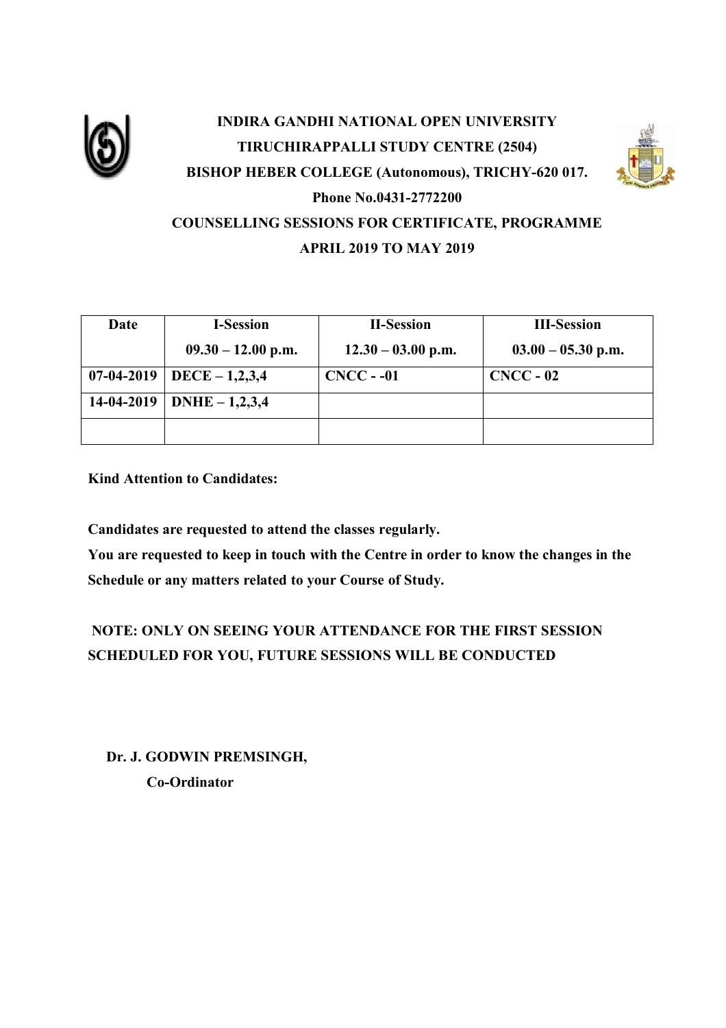# INDIRA GANDHI NATIONAL OPEN UNIVERSITY

## TIRUCHIRAPPALLI STUDY CENTRE (2504)

## BISHOP HEBER COLLEGE (Autonomous), TRICHY-620 017.

**Phone No.0431-2772200**

**COUNSELLING SESSIONS FOR CERTIFICATE, PROGRAMME**

**APRIL 2019 TO MAY 2019**

| Date | I-Session 09.30 – 12.00 p.m. | II-Session 12.30 – 03.00 p.m. | III-Session 03.00 – 05.30 p.m. |
|---|---|---|---|
| 07-04-2019 | DECE – 1,2,3,4 | CNCC - -01 | CNCC - 02 |
| 14-04-2019 | DNHE – 1,2,3,4 | | |
| | | | |

**Kind Attention to Candidates:**

**Candidates are requested to attend the classes regularly.**
**You are requested to keep in touch with the Centre in order to know the changes in the Schedule or any matters related to your Course of Study.**

**NOTE: ONLY ON SEEING YOUR ATTENDANCE FOR THE FIRST SESSION SCHEDULED FOR YOU, FUTURE SESSIONS WILL BE CONDUCTED**

**Dr. J. GODWIN PREMSINGH,**
**Co-Ordinator**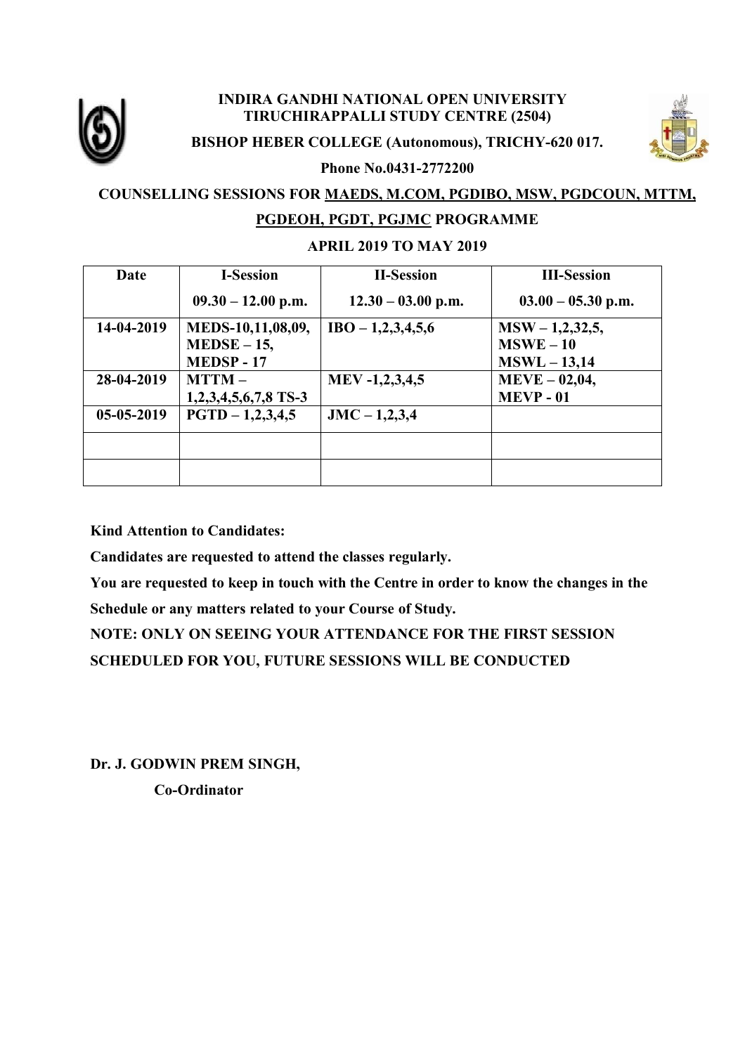# INDIRA GANDHI NATIONAL OPEN UNIVERSITY
## TIRUCHIRAPPALLI STUDY CENTRE (2504)

**BISHOP HEBER COLLEGE (Autonomous), TRICHY-620 017.**

**Phone No.0431-2772200**

**COUNSELLING SESSIONS FOR MAEDS, M.COM, PGDIBO, MSW, PGDCOUN, MTTM, PGDEOH, PGDT, PGJMC PROGRAMME**

**APRIL 2019 TO MAY 2019**

| Date | I-Session 09.30 – 12.00 p.m. | II-Session 12.30 – 03.00 p.m. | III-Session 03.00 – 05.30 p.m. |
|---|---|---|---|
| 14-04-2019 | MEDS-10,11,08,09, MEDSE – 15, MEDSP - 17 | IBO – 1,2,3,4,5,6 | MSW – 1,2,32,5, MSWE – 10 MSWL – 13,14 |
| 28-04-2019 | MTTM – 1,2,3,4,5,6,7,8 TS-3 | MEV -1,2,3,4,5 | MEVE – 02,04, MEVP - 01 |
| 05-05-2019 | PGTD – 1,2,3,4,5 | JMC – 1,2,3,4 | |
| | | | |
| | | | |

**Kind Attention to Candidates:**

**Candidates are requested to attend the classes regularly.**

**You are requested to keep in touch with the Centre in order to know the changes in the Schedule or any matters related to your Course of Study.**

**NOTE: ONLY ON SEEING YOUR ATTENDANCE FOR THE FIRST SESSION SCHEDULED FOR YOU, FUTURE SESSIONS WILL BE CONDUCTED**

**Dr. J. GODWIN PREM SINGH,**

**Co-Ordinator**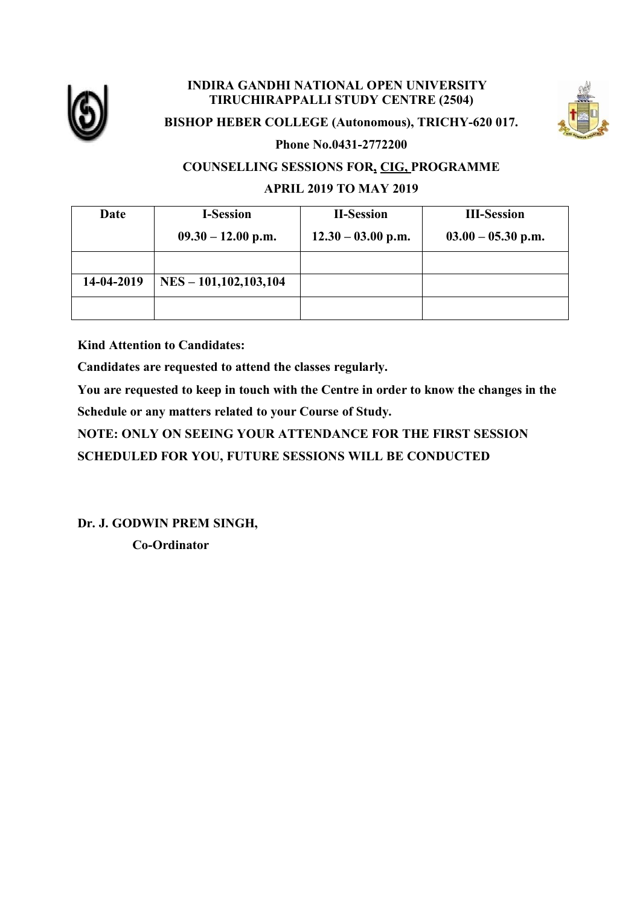**INDIRA GANDHI NATIONAL OPEN UNIVERSITY**
**TIRUCHIRAPPALLI STUDY CENTRE (2504)**

**BISHOP HEBER COLLEGE (Autonomous), TRICHY-620 017.**

**Phone No.0431-2772200**

**COUNSELLING SESSIONS FOR, CIG, PROGRAMME**

**APRIL 2019 TO MAY 2019**

| Date | I-Session<br>09.30 – 12.00 p.m. | II-Session<br>12.30 – 03.00 p.m. | III-Session<br>03.00 – 05.30 p.m. |
|---|---|---|---|
| | | | |
| 14-04-2019 | NES – 101,102,103,104 | | |
| | | | |

**Kind Attention to Candidates:**

**Candidates are requested to attend the classes regularly.**

**You are requested to keep in touch with the Centre in order to know the changes in the Schedule or any matters related to your Course of Study.**

**NOTE: ONLY ON SEEING YOUR ATTENDANCE FOR THE FIRST SESSION SCHEDULED FOR YOU, FUTURE SESSIONS WILL BE CONDUCTED**

**Dr. J. GODWIN PREM SINGH,**
**Co-Ordinator**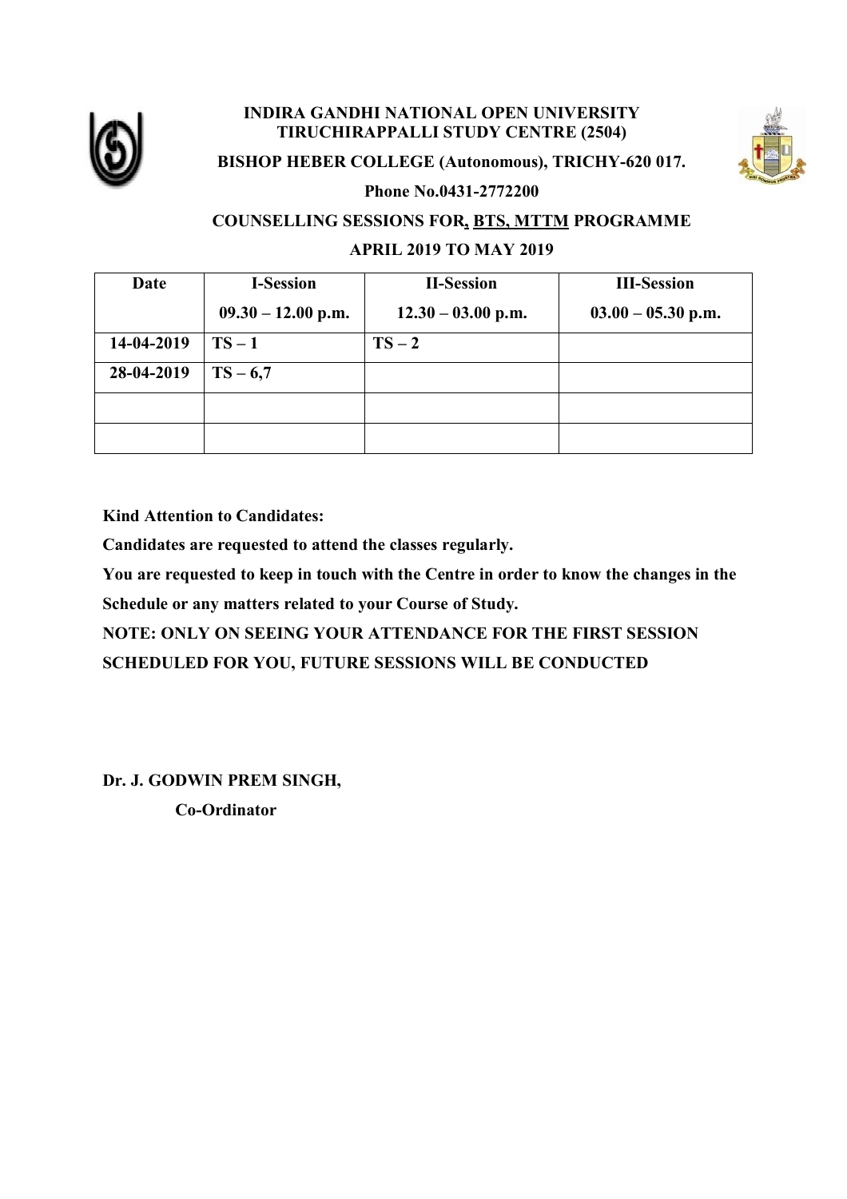**INDIRA GANDHI NATIONAL OPEN UNIVERSITY**
**TIRUCHIRAPPALLI STUDY CENTRE (2504)**

**BISHOP HEBER COLLEGE (Autonomous), TRICHY-620 017.**

**Phone No.0431-2772200**

**COUNSELLING SESSIONS FOR, BTS, MTTM PROGRAMME**

**APRIL 2019 TO MAY 2019**

| Date | I-Session<br>09.30 – 12.00 p.m. | II-Session<br>12.30 – 03.00 p.m. | III-Session<br>03.00 – 05.30 p.m. |
|---|---|---|---|
| 14-04-2019 | TS – 1 | TS – 2 | |
| 28-04-2019 | TS – 6,7 | | |
| | | | |
| | | | |

**Kind Attention to Candidates:**

**Candidates are requested to attend the classes regularly.**

**You are requested to keep in touch with the Centre in order to know the changes in the Schedule or any matters related to your Course of Study.**

**NOTE: ONLY ON SEEING YOUR ATTENDANCE FOR THE FIRST SESSION SCHEDULED FOR YOU, FUTURE SESSIONS WILL BE CONDUCTED**

**Dr. J. GODWIN PREM SINGH,**
**Co-Ordinator**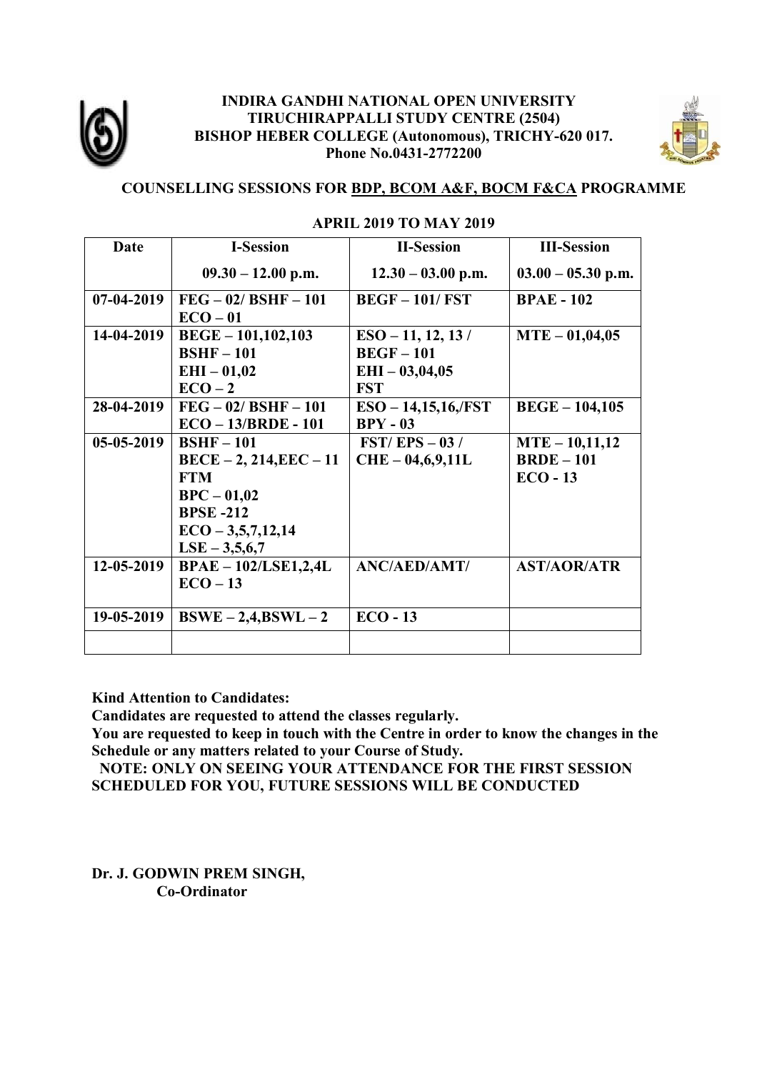**INDIRA GANDHI NATIONAL OPEN UNIVERSITY**
**TIRUCHIRAPPALLI STUDY CENTRE (2504)**
**BISHOP HEBER COLLEGE (Autonomous), TRICHY-620 017.**
**Phone No.0431-2772200**

## COUNSELLING SESSIONS FOR BDP, BCOM A&F, BOCM F&CA PROGRAMME

**APRIL 2019 TO MAY 2019**

| Date | I-Session<br>09.30 – 12.00 p.m. | II-Session<br>12.30 – 03.00 p.m. | III-Session<br>03.00 – 05.30 p.m. |
|---|---|---|---|
| 07-04-2019 | FEG – 02/ BSHF – 101<br>ECO – 01 | BEGF – 101/ FST | BPAE - 102 |
| 14-04-2019 | BEGE – 101,102,103<br>BSHF – 101<br>EHI – 01,02<br>ECO – 2 | ESO – 11, 12, 13 /<br>BEGF – 101<br>EHI – 03,04,05<br>FST | MTE – 01,04,05 |
| 28-04-2019 | FEG – 02/ BSHF – 101<br>ECO – 13/BRDE - 101 | ESO – 14,15,16,/FST<br>BPY - 03 | BEGE – 104,105 |
| 05-05-2019 | BSHF – 101<br>BECE – 2, 214,EEC – 11<br>FTM<br>BPC – 01,02<br>BPSE -212<br>ECO – 3,5,7,12,14<br>LSE – 3,5,6,7 | FST/ EPS – 03 /<br>CHE – 04,6,9,11L | MTE – 10,11,12<br>BRDE – 101<br>ECO - 13 |
| 12-05-2019 | BPAE – 102/LSE1,2,4L<br>ECO – 13 | ANC/AED/AMT/ | AST/AOR/ATR |
| 19-05-2019 | BSWE – 2,4,BSWL – 2 | ECO - 13 | |
| | | | |

**Kind Attention to Candidates:**
**Candidates are requested to attend the classes regularly.**
**You are requested to keep in touch with the Centre in order to know the changes in the Schedule or any matters related to your Course of Study.**
**NOTE: ONLY ON SEEING YOUR ATTENDANCE FOR THE FIRST SESSION SCHEDULED FOR YOU, FUTURE SESSIONS WILL BE CONDUCTED**

**Dr. J. GODWIN PREM SINGH,**
**Co-Ordinator**